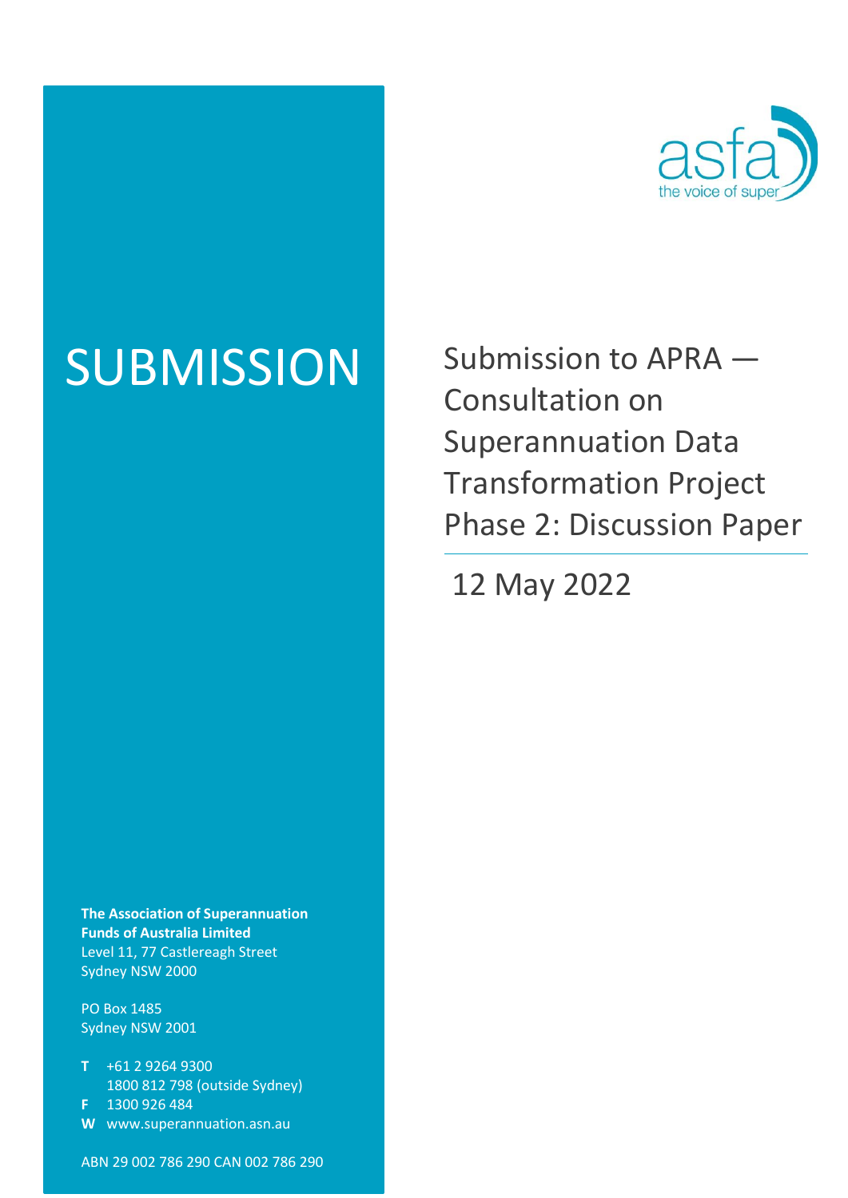asfa
the voice of super

# SUBMISSION

## Submission to APRA — Consultation on Superannuation Data Transformation Project Phase 2: Discussion Paper

12 May 2022

**The Association of Superannuation Funds of Australia Limited**
Level 11, 77 Castlereagh Street
Sydney NSW 2000

PO Box 1485
Sydney NSW 2001

**T** +61 2 9264 9300
1800 812 798 (outside Sydney)
**F** 1300 926 484
**W** www.superannuation.asn.au

ABN 29 002 786 290 CAN 002 786 290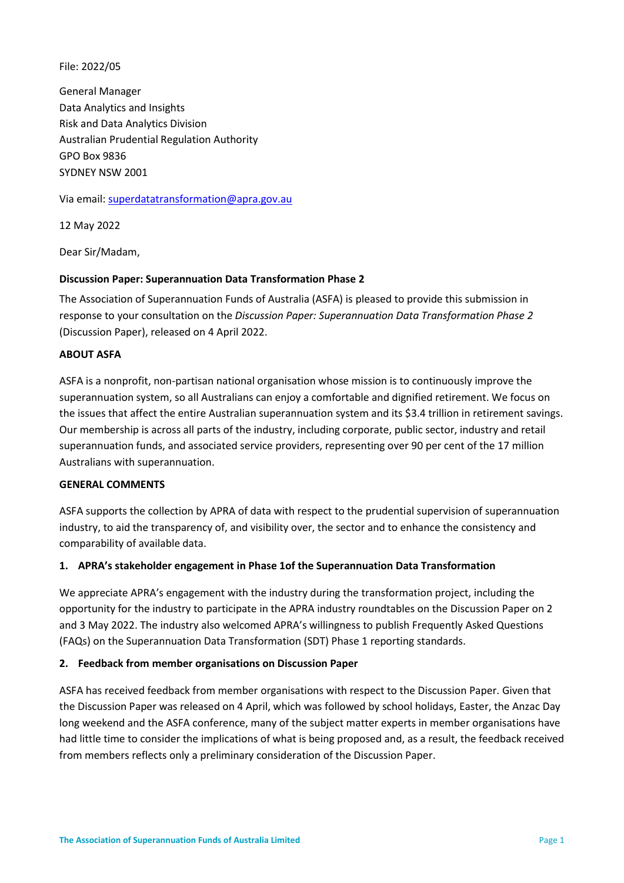File: 2022/05

General Manager
Data Analytics and Insights
Risk and Data Analytics Division
Australian Prudential Regulation Authority
GPO Box 9836
SYDNEY NSW 2001

Via email: superdatatransformation@apra.gov.au

12 May 2022

Dear Sir/Madam,

**Discussion Paper: Superannuation Data Transformation Phase 2**

The Association of Superannuation Funds of Australia (ASFA) is pleased to provide this submission in response to your consultation on the *Discussion Paper: Superannuation Data Transformation Phase 2* (Discussion Paper), released on 4 April 2022.

**ABOUT ASFA**

ASFA is a nonprofit, non-partisan national organisation whose mission is to continuously improve the superannuation system, so all Australians can enjoy a comfortable and dignified retirement. We focus on the issues that affect the entire Australian superannuation system and its $3.4 trillion in retirement savings. Our membership is across all parts of the industry, including corporate, public sector, industry and retail superannuation funds, and associated service providers, representing over 90 per cent of the 17 million Australians with superannuation.

**GENERAL COMMENTS**

ASFA supports the collection by APRA of data with respect to the prudential supervision of superannuation industry, to aid the transparency of, and visibility over, the sector and to enhance the consistency and comparability of available data.

**1. APRA's stakeholder engagement in Phase 1of the Superannuation Data Transformation**

We appreciate APRA's engagement with the industry during the transformation project, including the opportunity for the industry to participate in the APRA industry roundtables on the Discussion Paper on 2 and 3 May 2022. The industry also welcomed APRA's willingness to publish Frequently Asked Questions (FAQs) on the Superannuation Data Transformation (SDT) Phase 1 reporting standards.

**2. Feedback from member organisations on Discussion Paper**

ASFA has received feedback from member organisations with respect to the Discussion Paper. Given that the Discussion Paper was released on 4 April, which was followed by school holidays, Easter, the Anzac Day long weekend and the ASFA conference, many of the subject matter experts in member organisations have had little time to consider the implications of what is being proposed and, as a result, the feedback received from members reflects only a preliminary consideration of the Discussion Paper.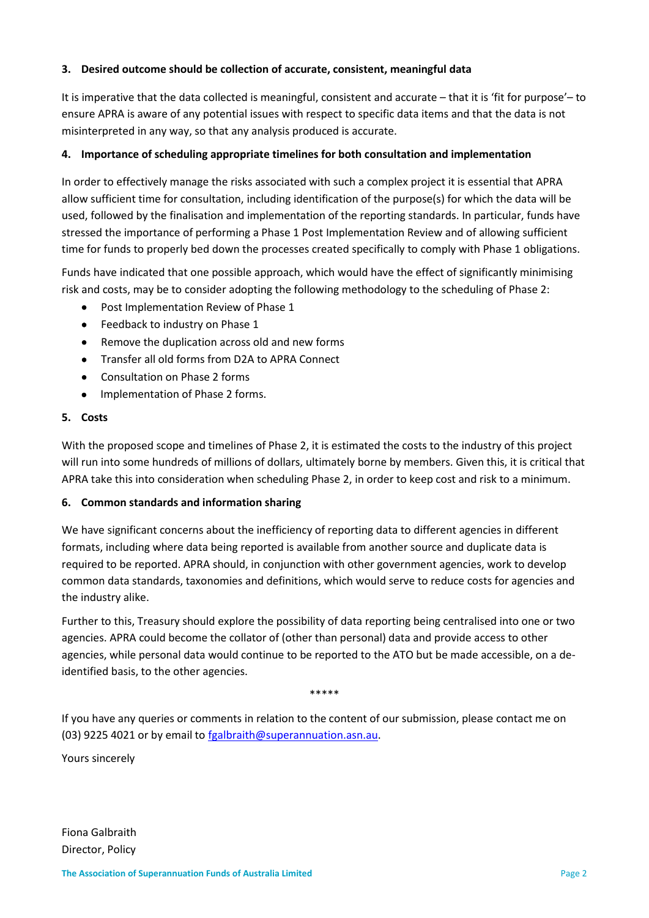### 3. Desired outcome should be collection of accurate, consistent, meaningful data

It is imperative that the data collected is meaningful, consistent and accurate – that it is 'fit for purpose'– to ensure APRA is aware of any potential issues with respect to specific data items and that the data is not misinterpreted in any way, so that any analysis produced is accurate.

### 4. Importance of scheduling appropriate timelines for both consultation and implementation

In order to effectively manage the risks associated with such a complex project it is essential that APRA allow sufficient time for consultation, including identification of the purpose(s) for which the data will be used, followed by the finalisation and implementation of the reporting standards. In particular, funds have stressed the importance of performing a Phase 1 Post Implementation Review and of allowing sufficient time for funds to properly bed down the processes created specifically to comply with Phase 1 obligations.

Funds have indicated that one possible approach, which would have the effect of significantly minimising risk and costs, may be to consider adopting the following methodology to the scheduling of Phase 2:

- Post Implementation Review of Phase 1
- Feedback to industry on Phase 1
- Remove the duplication across old and new forms
- Transfer all old forms from D2A to APRA Connect
- Consultation on Phase 2 forms
- Implementation of Phase 2 forms.

### 5. Costs

With the proposed scope and timelines of Phase 2, it is estimated the costs to the industry of this project will run into some hundreds of millions of dollars, ultimately borne by members. Given this, it is critical that APRA take this into consideration when scheduling Phase 2, in order to keep cost and risk to a minimum.

### 6. Common standards and information sharing

We have significant concerns about the inefficiency of reporting data to different agencies in different formats, including where data being reported is available from another source and duplicate data is required to be reported. APRA should, in conjunction with other government agencies, work to develop common data standards, taxonomies and definitions, which would serve to reduce costs for agencies and the industry alike.

Further to this, Treasury should explore the possibility of data reporting being centralised into one or two agencies. APRA could become the collator of (other than personal) data and provide access to other agencies, while personal data would continue to be reported to the ATO but be made accessible, on a de-identified basis, to the other agencies.

*****

If you have any queries or comments in relation to the content of our submission, please contact me on (03) 9225 4021 or by email to fgalbraith@superannuation.asn.au.

Yours sincerely

Fiona Galbraith
Director, Policy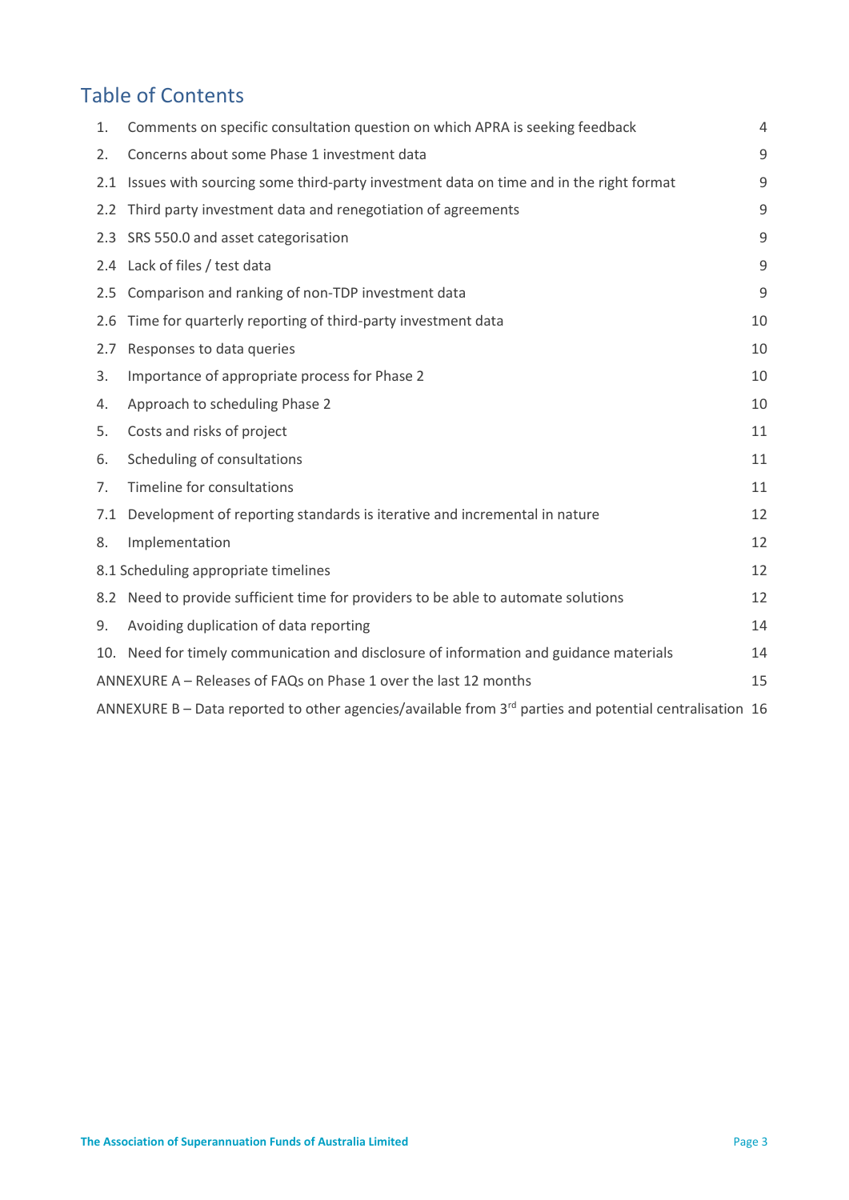# Table of Contents

| | | |
|---|---|---|
| 1. | Comments on specific consultation question on which APRA is seeking feedback | 4 |
| 2. | Concerns about some Phase 1 investment data | 9 |
| 2.1 | Issues with sourcing some third-party investment data on time and in the right format | 9 |
| 2.2 | Third party investment data and renegotiation of agreements | 9 |
| 2.3 | SRS 550.0 and asset categorisation | 9 |
| 2.4 | Lack of files / test data | 9 |
| 2.5 | Comparison and ranking of non-TDP investment data | 9 |
| 2.6 | Time for quarterly reporting of third-party investment data | 10 |
| 2.7 | Responses to data queries | 10 |
| 3. | Importance of appropriate process for Phase 2 | 10 |
| 4. | Approach to scheduling Phase 2 | 10 |
| 5. | Costs and risks of project | 11 |
| 6. | Scheduling of consultations | 11 |
| 7. | Timeline for consultations | 11 |
| 7.1 | Development of reporting standards is iterative and incremental in nature | 12 |
| 8. | Implementation | 12 |
| 8.1 | Scheduling appropriate timelines | 12 |
| 8.2 | Need to provide sufficient time for providers to be able to automate solutions | 12 |
| 9. | Avoiding duplication of data reporting | 14 |
| 10. | Need for timely communication and disclosure of information and guidance materials | 14 |
| | ANNEXURE A – Releases of FAQs on Phase 1 over the last 12 months | 15 |
| | ANNEXURE B – Data reported to other agencies/available from 3rd parties and potential centralisation | 16 |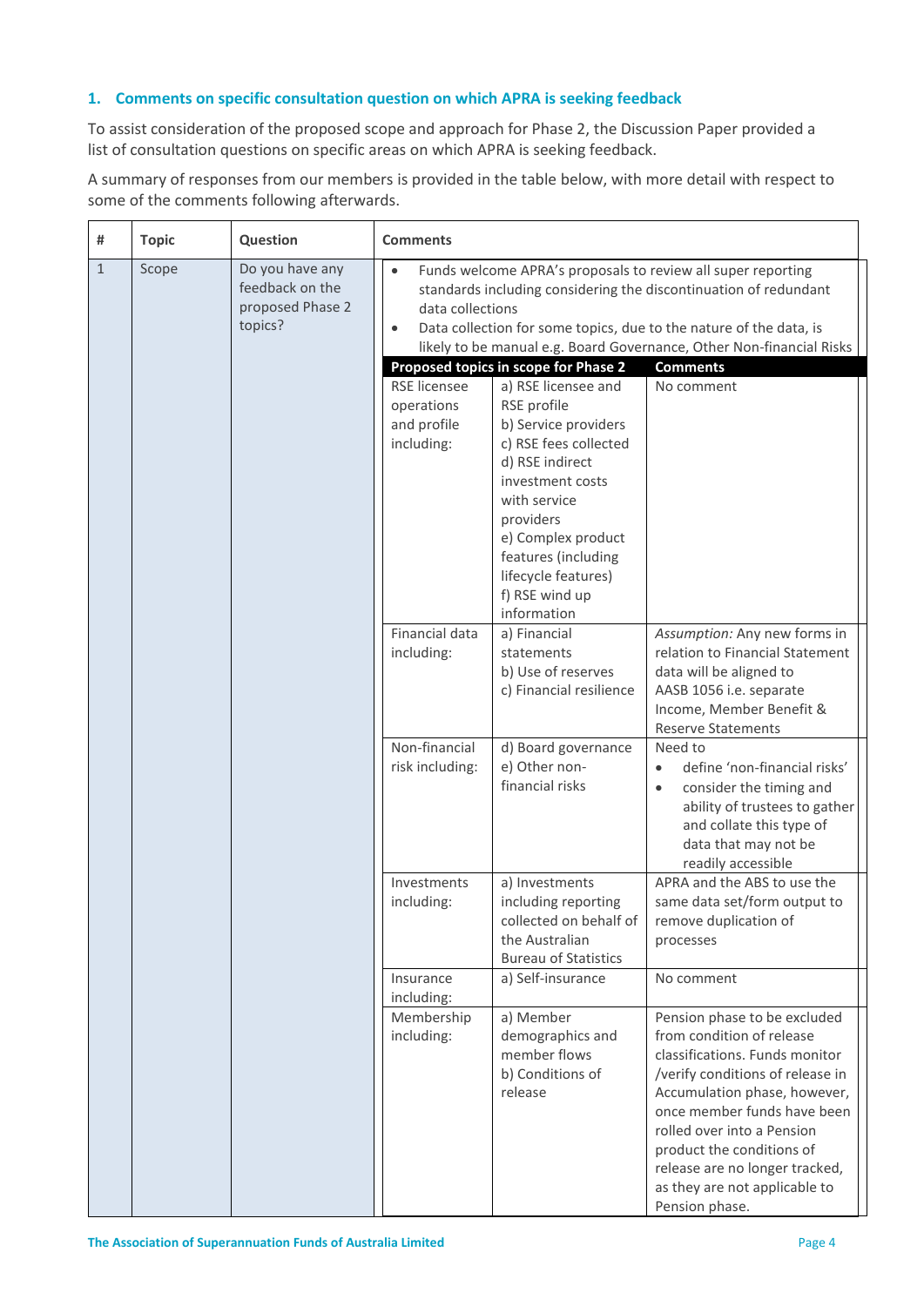## 1. Comments on specific consultation question on which APRA is seeking feedback

To assist consideration of the proposed scope and approach for Phase 2, the Discussion Paper provided a list of consultation questions on specific areas on which APRA is seeking feedback.

A summary of responses from our members is provided in the table below, with more detail with respect to some of the comments following afterwards.

| # | Topic | Question | Comments | | |
|---|---|---|---|---|---|
| 1 | Scope | Do you have any feedback on the proposed Phase 2 topics? | • Funds welcome APRA's proposals to review all super reporting standards including considering the discontinuation of redundant data collections<br>• Data collection for some topics, due to the nature of the data, is likely to be manual e.g. Board Governance, Other Non-financial Risks | | |
| | | | **Proposed topics in scope for Phase 2** | | **Comments** |
| | | | RSE licensee operations and profile including: | a) RSE licensee and RSE profile<br>b) Service providers<br>c) RSE fees collected<br>d) RSE indirect investment costs with service providers<br>e) Complex product features (including lifecycle features)<br>f) RSE wind up information | No comment |
| | | | Financial data including: | a) Financial statements<br>b) Use of reserves<br>c) Financial resilience | *Assumption:* Any new forms in relation to Financial Statement data will be aligned to AASB 1056 i.e. separate Income, Member Benefit & Reserve Statements |
| | | | Non-financial risk including: | d) Board governance<br>e) Other non-financial risks | Need to<br>• define 'non-financial risks'<br>• consider the timing and ability of trustees to gather and collate this type of data that may not be readily accessible |
| | | | Investments including: | a) Investments including reporting collected on behalf of the Australian Bureau of Statistics | APRA and the ABS to use the same data set/form output to remove duplication of processes |
| | | | Insurance including: | a) Self-insurance | No comment |
| | | | Membership including: | a) Member demographics and member flows<br>b) Conditions of release | Pension phase to be excluded from condition of release classifications. Funds monitor /verify conditions of release in Accumulation phase, however, once member funds have been rolled over into a Pension product the conditions of release are no longer tracked, as they are not applicable to Pension phase. |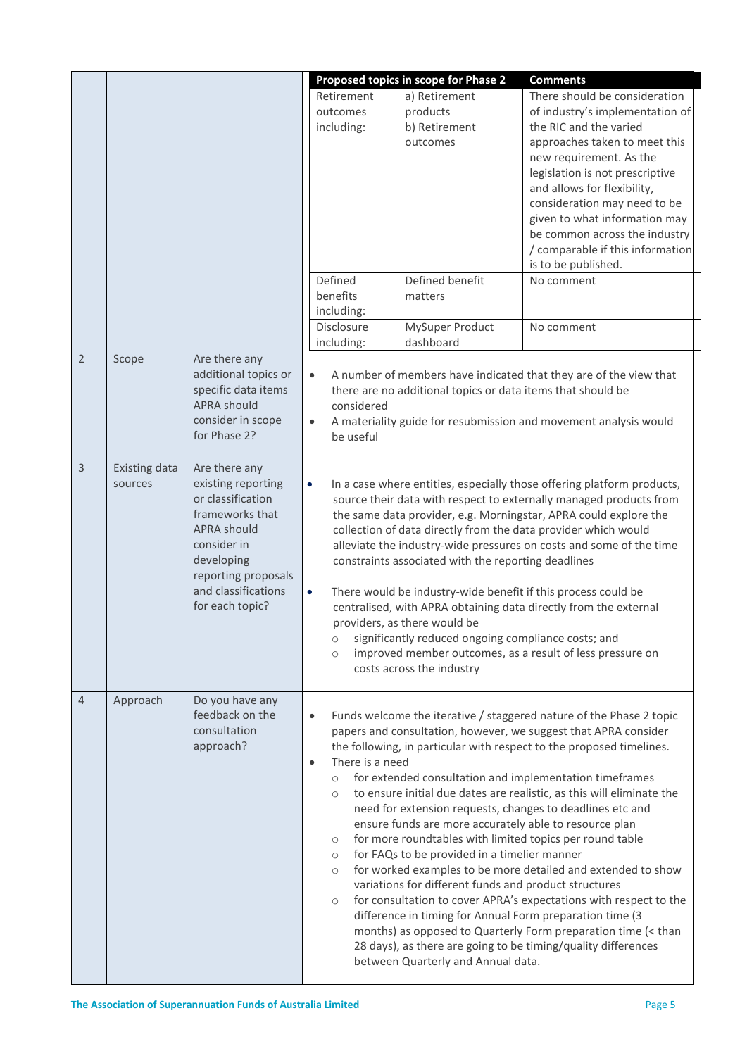| | | | | |
|---|---|---|---|---|
| | | | **Proposed topics in scope for Phase 2** | | **Comments** |

Let me restructure properly:

| | | | | | |
|---|---|---|---|---|---|
| | | | **Proposed topics in scope for Phase 2** | | **Comments** |
| | | | Retirement outcomes including: | a) Retirement products<br>b) Retirement outcomes | There should be consideration of industry's implementation of the RIC and the varied approaches taken to meet this new requirement. As the legislation is not prescriptive and allows for flexibility, consideration may need to be given to what information may be common across the industry / comparable if this information is to be published. |
| | | | Defined benefits including: | Defined benefit matters | No comment |
| | | | Disclosure including: | MySuper Product dashboard | No comment |
| 2 | Scope | Are there any additional topics or specific data items APRA should consider in scope for Phase 2? | • A number of members have indicated that they are of the view that there are no additional topics or data items that should be considered<br>• A materiality guide for resubmission and movement analysis would be useful | | |
| 3 | Existing data sources | Are there any existing reporting or classification frameworks that APRA should consider in developing reporting proposals and classifications for each topic? | • In a case where entities, especially those offering platform products, source their data with respect to externally managed products from the same data provider, e.g. Morningstar, APRA could explore the collection of data directly from the data provider which would alleviate the industry-wide pressures on costs and some of the time constraints associated with the reporting deadlines<br>• There would be industry-wide benefit if this process could be centralised, with APRA obtaining data directly from the external providers, as there would be<br>  ○ significantly reduced ongoing compliance costs; and<br>  ○ improved member outcomes, as a result of less pressure on costs across the industry | | |
| 4 | Approach | Do you have any feedback on the consultation approach? | • Funds welcome the iterative / staggered nature of the Phase 2 topic papers and consultation, however, we suggest that APRA consider the following, in particular with respect to the proposed timelines.<br>• There is a need<br>  ○ for extended consultation and implementation timeframes<br>  ○ to ensure initial due dates are realistic, as this will eliminate the need for extension requests, changes to deadlines etc and ensure funds are more accurately able to resource plan<br>  ○ for more roundtables with limited topics per round table<br>  ○ for FAQs to be provided in a timelier manner<br>  ○ for worked examples to be more detailed and extended to show variations for different funds and product structures<br>  ○ for consultation to cover APRA's expectations with respect to the difference in timing for Annual Form preparation time (3 months) as opposed to Quarterly Form preparation time (< than 28 days), as there are going to be timing/quality differences between Quarterly and Annual data. | | |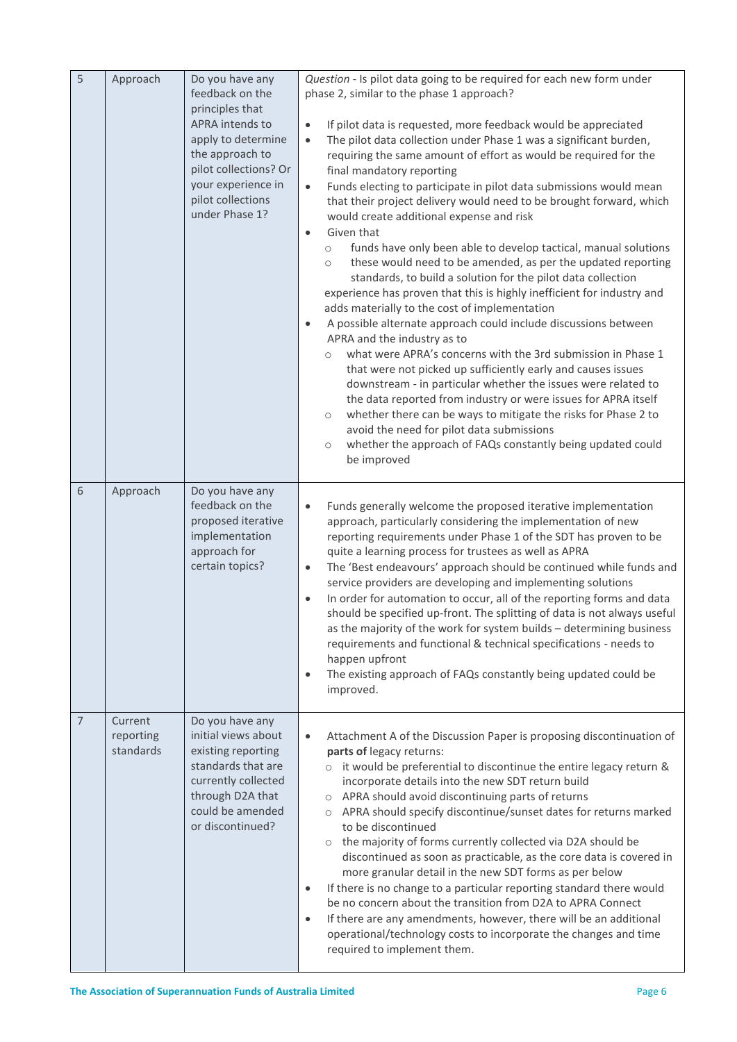| | | | |
|---|---|---|---|
| 5 | Approach | Do you have any feedback on the principles that APRA intends to apply to determine the approach to pilot collections? Or your experience in pilot collections under Phase 1? | *Question* - Is pilot data going to be required for each new form under phase 2, similar to the phase 1 approach?<br><br>• If pilot data is requested, more feedback would be appreciated<br>• The pilot data collection under Phase 1 was a significant burden, requiring the same amount of effort as would be required for the final mandatory reporting<br>• Funds electing to participate in pilot data submissions would mean that their project delivery would need to be brought forward, which would create additional expense and risk<br>• Given that<br>  ○ funds have only been able to develop tactical, manual solutions<br>  ○ these would need to be amended, as per the updated reporting standards, to build a solution for the pilot data collection<br>experience has proven that this is highly inefficient for industry and adds materially to the cost of implementation<br>• A possible alternate approach could include discussions between APRA and the industry as to<br>  ○ what were APRA's concerns with the 3rd submission in Phase 1 that were not picked up sufficiently early and causes issues downstream - in particular whether the issues were related to the data reported from industry or were issues for APRA itself<br>  ○ whether there can be ways to mitigate the risks for Phase 2 to avoid the need for pilot data submissions<br>  ○ whether the approach of FAQs constantly being updated could be improved |
| 6 | Approach | Do you have any feedback on the proposed iterative implementation approach for certain topics? | • Funds generally welcome the proposed iterative implementation approach, particularly considering the implementation of new reporting requirements under Phase 1 of the SDT has proven to be quite a learning process for trustees as well as APRA<br>• The 'Best endeavours' approach should be continued while funds and service providers are developing and implementing solutions<br>• In order for automation to occur, all of the reporting forms and data should be specified up-front. The splitting of data is not always useful as the majority of the work for system builds – determining business requirements and functional & technical specifications - needs to happen upfront<br>• The existing approach of FAQs constantly being updated could be improved. |
| 7 | Current reporting standards | Do you have any initial views about existing reporting standards that are currently collected through D2A that could be amended or discontinued? | • Attachment A of the Discussion Paper is proposing discontinuation of **parts of** legacy returns:<br>  ○ it would be preferential to discontinue the entire legacy return & incorporate details into the new SDT return build<br>  ○ APRA should avoid discontinuing parts of returns<br>  ○ APRA should specify discontinue/sunset dates for returns marked to be discontinued<br>  ○ the majority of forms currently collected via D2A should be discontinued as soon as practicable, as the core data is covered in more granular detail in the new SDT forms as per below<br>• If there is no change to a particular reporting standard there would be no concern about the transition from D2A to APRA Connect<br>• If there are any amendments, however, there will be an additional operational/technology costs to incorporate the changes and time required to implement them. |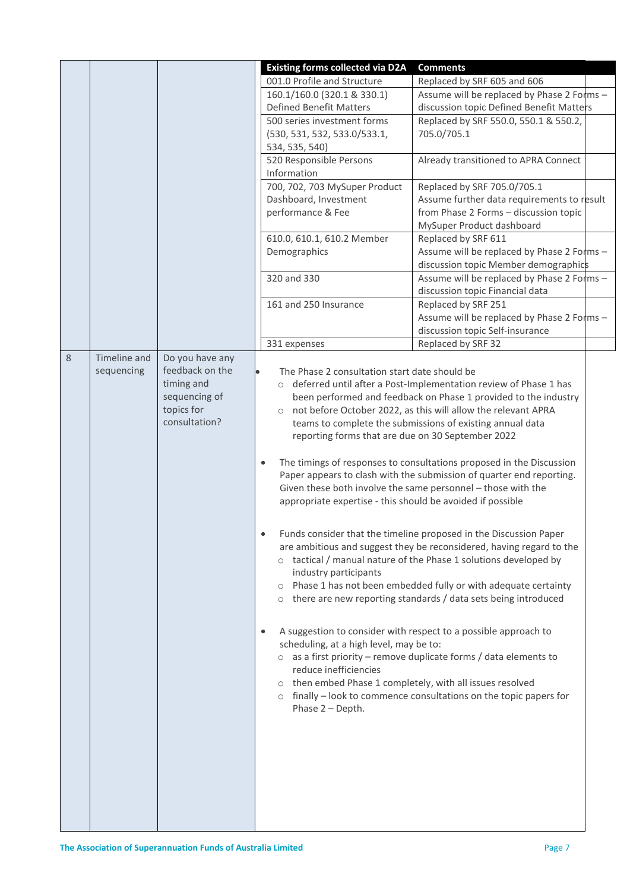| | | | | |
|---|---|---|---|---|
| | | | **Existing forms collected via D2A** | **Comments** |
| | | | 001.0 Profile and Structure | Replaced by SRF 605 and 606 |
| | | | 160.1/160.0 (320.1 & 330.1) Defined Benefit Matters | Assume will be replaced by Phase 2 Forms – discussion topic Defined Benefit Matters |
| | | | 500 series investment forms (530, 531, 532, 533.0/533.1, 534, 535, 540) | Replaced by SRF 550.0, 550.1 & 550.2, 705.0/705.1 |
| | | | 520 Responsible Persons Information | Already transitioned to APRA Connect |
| | | | 700, 702, 703 MySuper Product Dashboard, Investment performance & Fee | Replaced by SRF 705.0/705.1<br>Assume further data requirements to result from Phase 2 Forms – discussion topic MySuper Product dashboard |
| | | | 610.0, 610.1, 610.2 Member Demographics | Replaced by SRF 611<br>Assume will be replaced by Phase 2 Forms – discussion topic Member demographics |
| | | | 320 and 330 | Assume will be replaced by Phase 2 Forms – discussion topic Financial data |
| | | | 161 and 250 Insurance | Replaced by SRF 251<br>Assume will be replaced by Phase 2 Forms – discussion topic Self-insurance |
| | | | 331 expenses | Replaced by SRF 32 |
| 8 | Timeline and sequencing | Do you have any feedback on the timing and sequencing of topics for consultation? | • The Phase 2 consultation start date should be<br>  ○ deferred until after a Post-Implementation review of Phase 1 has been performed and feedback on Phase 1 provided to the industry<br>  ○ not before October 2022, as this will allow the relevant APRA teams to complete the submissions of existing annual data reporting forms that are due on 30 September 2022<br><br>• The timings of responses to consultations proposed in the Discussion Paper appears to clash with the submission of quarter end reporting. Given these both involve the same personnel – those with the appropriate expertise - this should be avoided if possible<br><br>• Funds consider that the timeline proposed in the Discussion Paper are ambitious and suggest they be reconsidered, having regard to the<br>  ○ tactical / manual nature of the Phase 1 solutions developed by industry participants<br>  ○ Phase 1 has not been embedded fully or with adequate certainty<br>  ○ there are new reporting standards / data sets being introduced<br><br>• A suggestion to consider with respect to a possible approach to scheduling, at a high level, may be to:<br>  ○ as a first priority – remove duplicate forms / data elements to reduce inefficiencies<br>  ○ then embed Phase 1 completely, with all issues resolved<br>  ○ finally – look to commence consultations on the topic papers for Phase 2 – Depth. | |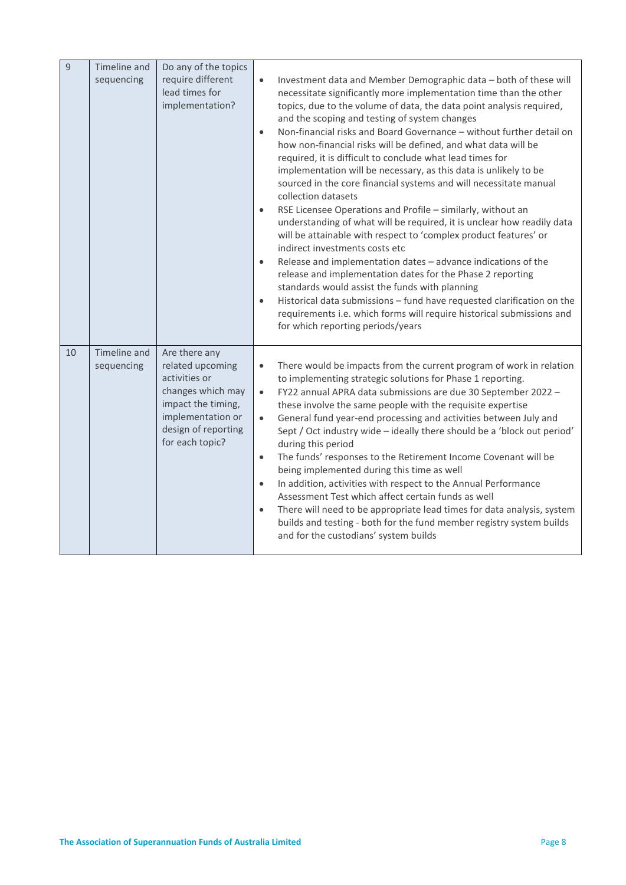| | | | |
|---|---|---|---|
| 9 | Timeline and sequencing | Do any of the topics require different lead times for implementation? | • Investment data and Member Demographic data – both of these will necessitate significantly more implementation time than the other topics, due to the volume of data, the data point analysis required, and the scoping and testing of system changes<br>• Non-financial risks and Board Governance – without further detail on how non-financial risks will be defined, and what data will be required, it is difficult to conclude what lead times for implementation will be necessary, as this data is unlikely to be sourced in the core financial systems and will necessitate manual collection datasets<br>• RSE Licensee Operations and Profile – similarly, without an understanding of what will be required, it is unclear how readily data will be attainable with respect to 'complex product features' or indirect investments costs etc<br>• Release and implementation dates – advance indications of the release and implementation dates for the Phase 2 reporting standards would assist the funds with planning<br>• Historical data submissions – fund have requested clarification on the requirements i.e. which forms will require historical submissions and for which reporting periods/years |
| 10 | Timeline and sequencing | Are there any related upcoming activities or changes which may impact the timing, implementation or design of reporting for each topic? | • There would be impacts from the current program of work in relation to implementing strategic solutions for Phase 1 reporting.<br>• FY22 annual APRA data submissions are due 30 September 2022 – these involve the same people with the requisite expertise<br>• General fund year-end processing and activities between July and Sept / Oct industry wide – ideally there should be a 'block out period' during this period<br>• The funds' responses to the Retirement Income Covenant will be being implemented during this time as well<br>• In addition, activities with respect to the Annual Performance Assessment Test which affect certain funds as well<br>• There will need to be appropriate lead times for data analysis, system builds and testing - both for the fund member registry system builds and for the custodians' system builds |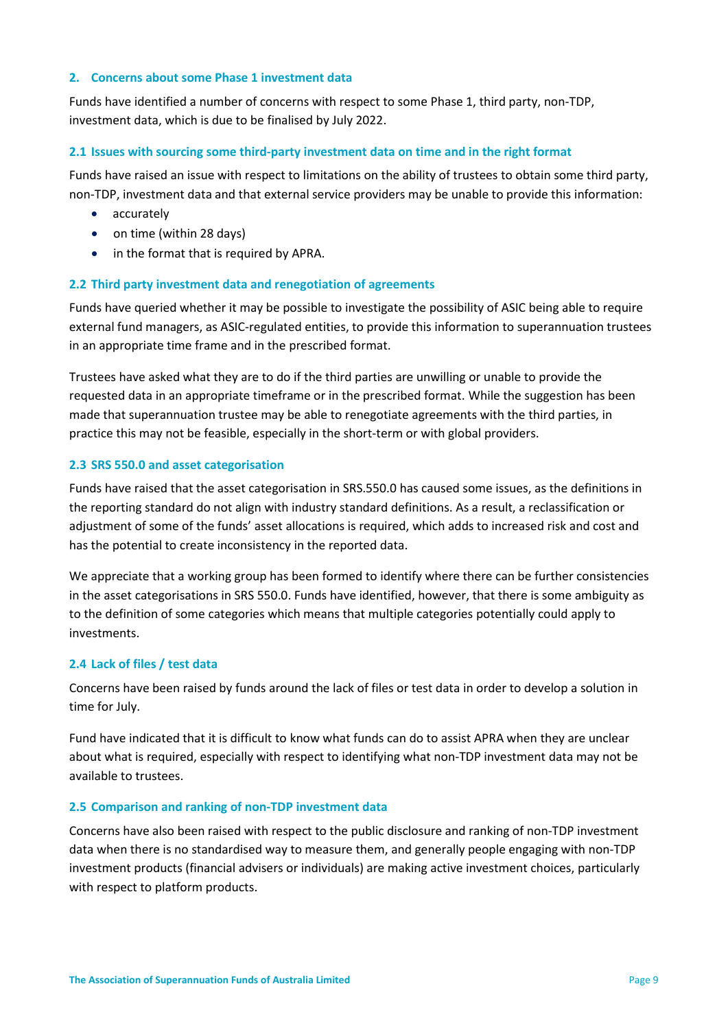## 2. Concerns about some Phase 1 investment data

Funds have identified a number of concerns with respect to some Phase 1, third party, non-TDP, investment data, which is due to be finalised by July 2022.

### 2.1 Issues with sourcing some third-party investment data on time and in the right format

Funds have raised an issue with respect to limitations on the ability of trustees to obtain some third party, non-TDP, investment data and that external service providers may be unable to provide this information:

- accurately
- on time (within 28 days)
- in the format that is required by APRA.

### 2.2 Third party investment data and renegotiation of agreements

Funds have queried whether it may be possible to investigate the possibility of ASIC being able to require external fund managers, as ASIC-regulated entities, to provide this information to superannuation trustees in an appropriate time frame and in the prescribed format.

Trustees have asked what they are to do if the third parties are unwilling or unable to provide the requested data in an appropriate timeframe or in the prescribed format. While the suggestion has been made that superannuation trustee may be able to renegotiate agreements with the third parties, in practice this may not be feasible, especially in the short-term or with global providers.

### 2.3 SRS 550.0 and asset categorisation

Funds have raised that the asset categorisation in SRS.550.0 has caused some issues, as the definitions in the reporting standard do not align with industry standard definitions. As a result, a reclassification or adjustment of some of the funds' asset allocations is required, which adds to increased risk and cost and has the potential to create inconsistency in the reported data.

We appreciate that a working group has been formed to identify where there can be further consistencies in the asset categorisations in SRS 550.0. Funds have identified, however, that there is some ambiguity as to the definition of some categories which means that multiple categories potentially could apply to investments.

### 2.4 Lack of files / test data

Concerns have been raised by funds around the lack of files or test data in order to develop a solution in time for July.

Fund have indicated that it is difficult to know what funds can do to assist APRA when they are unclear about what is required, especially with respect to identifying what non-TDP investment data may not be available to trustees.

### 2.5 Comparison and ranking of non-TDP investment data

Concerns have also been raised with respect to the public disclosure and ranking of non-TDP investment data when there is no standardised way to measure them, and generally people engaging with non-TDP investment products (financial advisers or individuals) are making active investment choices, particularly with respect to platform products.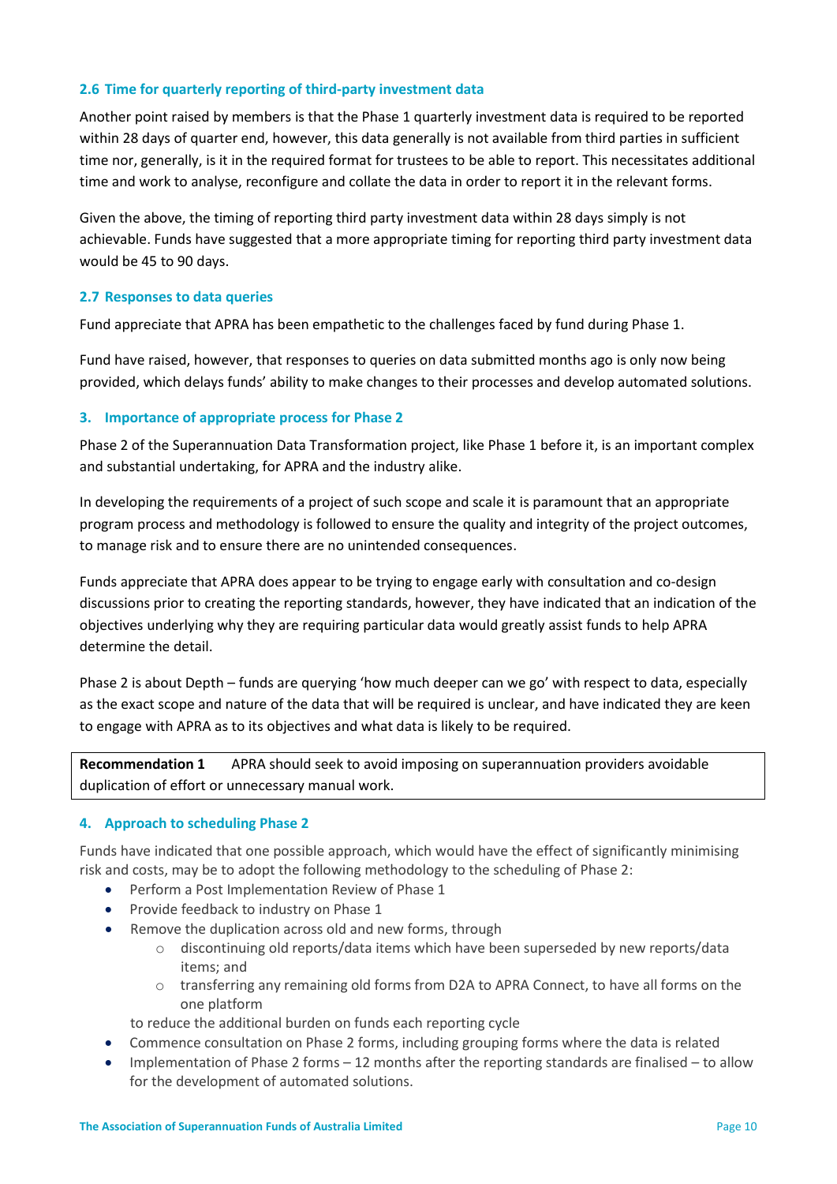### 2.6 Time for quarterly reporting of third-party investment data

Another point raised by members is that the Phase 1 quarterly investment data is required to be reported within 28 days of quarter end, however, this data generally is not available from third parties in sufficient time nor, generally, is it in the required format for trustees to be able to report. This necessitates additional time and work to analyse, reconfigure and collate the data in order to report it in the relevant forms.

Given the above, the timing of reporting third party investment data within 28 days simply is not achievable. Funds have suggested that a more appropriate timing for reporting third party investment data would be 45 to 90 days.

### 2.7 Responses to data queries

Fund appreciate that APRA has been empathetic to the challenges faced by fund during Phase 1.

Fund have raised, however, that responses to queries on data submitted months ago is only now being provided, which delays funds' ability to make changes to their processes and develop automated solutions.

## 3. Importance of appropriate process for Phase 2

Phase 2 of the Superannuation Data Transformation project, like Phase 1 before it, is an important complex and substantial undertaking, for APRA and the industry alike.

In developing the requirements of a project of such scope and scale it is paramount that an appropriate program process and methodology is followed to ensure the quality and integrity of the project outcomes, to manage risk and to ensure there are no unintended consequences.

Funds appreciate that APRA does appear to be trying to engage early with consultation and co-design discussions prior to creating the reporting standards, however, they have indicated that an indication of the objectives underlying why they are requiring particular data would greatly assist funds to help APRA determine the detail.

Phase 2 is about Depth – funds are querying 'how much deeper can we go' with respect to data, especially as the exact scope and nature of the data that will be required is unclear, and have indicated they are keen to engage with APRA as to its objectives and what data is likely to be required.

**Recommendation 1** APRA should seek to avoid imposing on superannuation providers avoidable duplication of effort or unnecessary manual work.

## 4. Approach to scheduling Phase 2

Funds have indicated that one possible approach, which would have the effect of significantly minimising risk and costs, may be to adopt the following methodology to the scheduling of Phase 2:

- Perform a Post Implementation Review of Phase 1
- Provide feedback to industry on Phase 1
- Remove the duplication across old and new forms, through
    - discontinuing old reports/data items which have been superseded by new reports/data items; and
    - transferring any remaining old forms from D2A to APRA Connect, to have all forms on the one platform

  to reduce the additional burden on funds each reporting cycle
- Commence consultation on Phase 2 forms, including grouping forms where the data is related
- Implementation of Phase 2 forms – 12 months after the reporting standards are finalised – to allow for the development of automated solutions.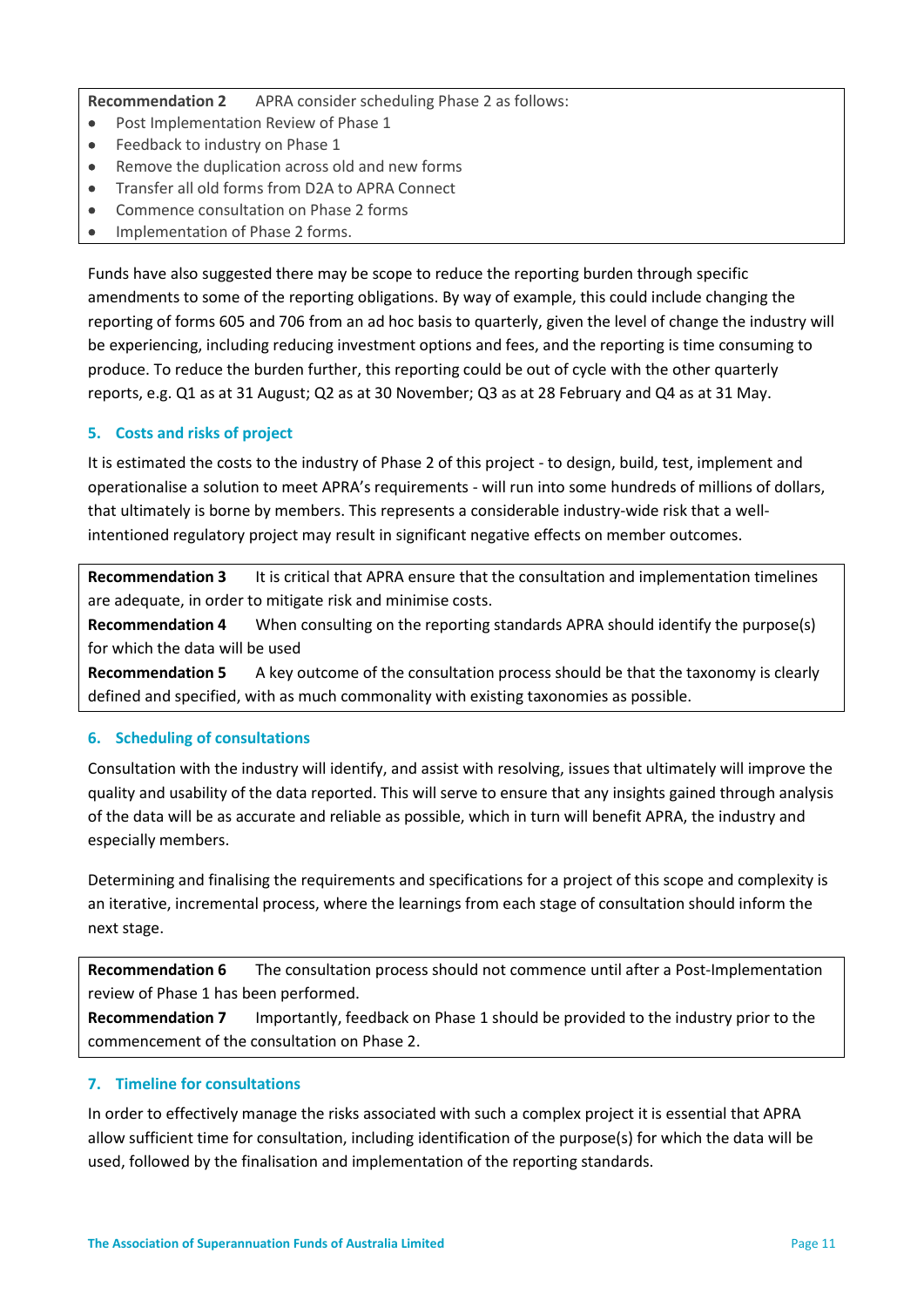**Recommendation 2** APRA consider scheduling Phase 2 as follows:

- Post Implementation Review of Phase 1
- Feedback to industry on Phase 1
- Remove the duplication across old and new forms
- Transfer all old forms from D2A to APRA Connect
- Commence consultation on Phase 2 forms
- Implementation of Phase 2 forms.

Funds have also suggested there may be scope to reduce the reporting burden through specific amendments to some of the reporting obligations. By way of example, this could include changing the reporting of forms 605 and 706 from an ad hoc basis to quarterly, given the level of change the industry will be experiencing, including reducing investment options and fees, and the reporting is time consuming to produce. To reduce the burden further, this reporting could be out of cycle with the other quarterly reports, e.g. Q1 as at 31 August; Q2 as at 30 November; Q3 as at 28 February and Q4 as at 31 May.

## 5. Costs and risks of project

It is estimated the costs to the industry of Phase 2 of this project - to design, build, test, implement and operationalise a solution to meet APRA's requirements - will run into some hundreds of millions of dollars, that ultimately is borne by members. This represents a considerable industry-wide risk that a well-intentioned regulatory project may result in significant negative effects on member outcomes.

**Recommendation 3** It is critical that APRA ensure that the consultation and implementation timelines are adequate, in order to mitigate risk and minimise costs.

**Recommendation 4** When consulting on the reporting standards APRA should identify the purpose(s) for which the data will be used

**Recommendation 5** A key outcome of the consultation process should be that the taxonomy is clearly defined and specified, with as much commonality with existing taxonomies as possible.

## 6. Scheduling of consultations

Consultation with the industry will identify, and assist with resolving, issues that ultimately will improve the quality and usability of the data reported. This will serve to ensure that any insights gained through analysis of the data will be as accurate and reliable as possible, which in turn will benefit APRA, the industry and especially members.

Determining and finalising the requirements and specifications for a project of this scope and complexity is an iterative, incremental process, where the learnings from each stage of consultation should inform the next stage.

**Recommendation 6** The consultation process should not commence until after a Post-Implementation review of Phase 1 has been performed.

**Recommendation 7** Importantly, feedback on Phase 1 should be provided to the industry prior to the commencement of the consultation on Phase 2.

## 7. Timeline for consultations

In order to effectively manage the risks associated with such a complex project it is essential that APRA allow sufficient time for consultation, including identification of the purpose(s) for which the data will be used, followed by the finalisation and implementation of the reporting standards.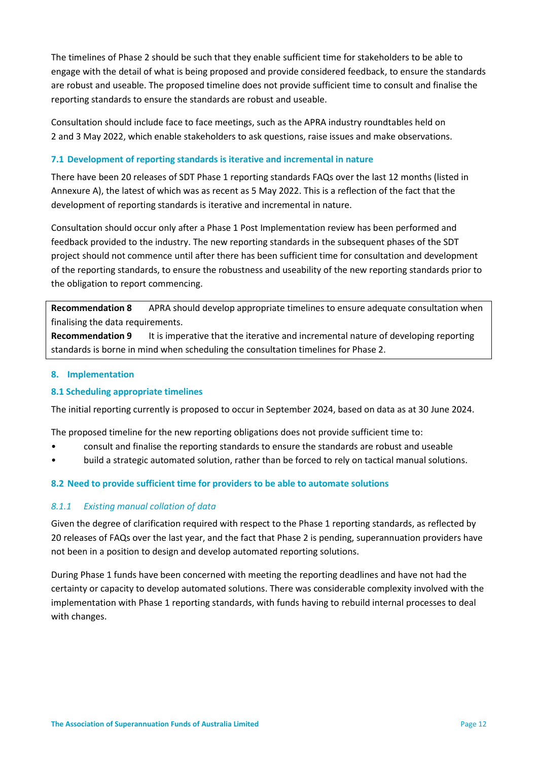The timelines of Phase 2 should be such that they enable sufficient time for stakeholders to be able to engage with the detail of what is being proposed and provide considered feedback, to ensure the standards are robust and useable. The proposed timeline does not provide sufficient time to consult and finalise the reporting standards to ensure the standards are robust and useable.

Consultation should include face to face meetings, such as the APRA industry roundtables held on 2 and 3 May 2022, which enable stakeholders to ask questions, raise issues and make observations.

### 7.1 Development of reporting standards is iterative and incremental in nature

There have been 20 releases of SDT Phase 1 reporting standards FAQs over the last 12 months (listed in Annexure A), the latest of which was as recent as 5 May 2022. This is a reflection of the fact that the development of reporting standards is iterative and incremental in nature.

Consultation should occur only after a Phase 1 Post Implementation review has been performed and feedback provided to the industry. The new reporting standards in the subsequent phases of the SDT project should not commence until after there has been sufficient time for consultation and development of the reporting standards, to ensure the robustness and useability of the new reporting standards prior to the obligation to report commencing.

**Recommendation 8** APRA should develop appropriate timelines to ensure adequate consultation when finalising the data requirements.

**Recommendation 9** It is imperative that the iterative and incremental nature of developing reporting standards is borne in mind when scheduling the consultation timelines for Phase 2.

## 8. Implementation

### 8.1 Scheduling appropriate timelines

The initial reporting currently is proposed to occur in September 2024, based on data as at 30 June 2024.

The proposed timeline for the new reporting obligations does not provide sufficient time to:

- consult and finalise the reporting standards to ensure the standards are robust and useable
- build a strategic automated solution, rather than be forced to rely on tactical manual solutions.

### 8.2 Need to provide sufficient time for providers to be able to automate solutions

#### *8.1.1 Existing manual collation of data*

Given the degree of clarification required with respect to the Phase 1 reporting standards, as reflected by 20 releases of FAQs over the last year, and the fact that Phase 2 is pending, superannuation providers have not been in a position to design and develop automated reporting solutions.

During Phase 1 funds have been concerned with meeting the reporting deadlines and have not had the certainty or capacity to develop automated solutions. There was considerable complexity involved with the implementation with Phase 1 reporting standards, with funds having to rebuild internal processes to deal with changes.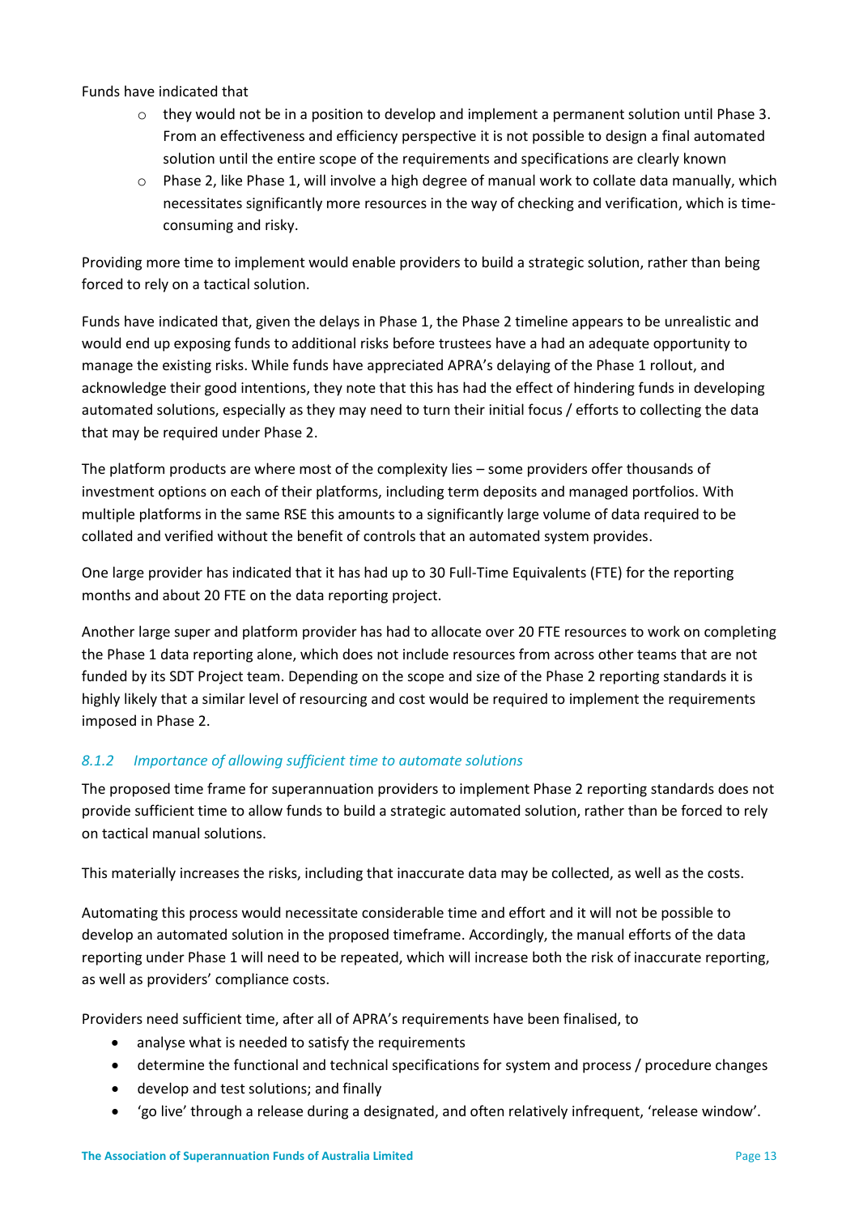Funds have indicated that

- they would not be in a position to develop and implement a permanent solution until Phase 3. From an effectiveness and efficiency perspective it is not possible to design a final automated solution until the entire scope of the requirements and specifications are clearly known
- Phase 2, like Phase 1, will involve a high degree of manual work to collate data manually, which necessitates significantly more resources in the way of checking and verification, which is time-consuming and risky.

Providing more time to implement would enable providers to build a strategic solution, rather than being forced to rely on a tactical solution.

Funds have indicated that, given the delays in Phase 1, the Phase 2 timeline appears to be unrealistic and would end up exposing funds to additional risks before trustees have a had an adequate opportunity to manage the existing risks. While funds have appreciated APRA's delaying of the Phase 1 rollout, and acknowledge their good intentions, they note that this has had the effect of hindering funds in developing automated solutions, especially as they may need to turn their initial focus / efforts to collecting the data that may be required under Phase 2.

The platform products are where most of the complexity lies – some providers offer thousands of investment options on each of their platforms, including term deposits and managed portfolios. With multiple platforms in the same RSE this amounts to a significantly large volume of data required to be collated and verified without the benefit of controls that an automated system provides.

One large provider has indicated that it has had up to 30 Full-Time Equivalents (FTE) for the reporting months and about 20 FTE on the data reporting project.

Another large super and platform provider has had to allocate over 20 FTE resources to work on completing the Phase 1 data reporting alone, which does not include resources from across other teams that are not funded by its SDT Project team. Depending on the scope and size of the Phase 2 reporting standards it is highly likely that a similar level of resourcing and cost would be required to implement the requirements imposed in Phase 2.

### *8.1.2 Importance of allowing sufficient time to automate solutions*

The proposed time frame for superannuation providers to implement Phase 2 reporting standards does not provide sufficient time to allow funds to build a strategic automated solution, rather than be forced to rely on tactical manual solutions.

This materially increases the risks, including that inaccurate data may be collected, as well as the costs.

Automating this process would necessitate considerable time and effort and it will not be possible to develop an automated solution in the proposed timeframe. Accordingly, the manual efforts of the data reporting under Phase 1 will need to be repeated, which will increase both the risk of inaccurate reporting, as well as providers' compliance costs.

Providers need sufficient time, after all of APRA's requirements have been finalised, to

- analyse what is needed to satisfy the requirements
- determine the functional and technical specifications for system and process / procedure changes
- develop and test solutions; and finally
- 'go live' through a release during a designated, and often relatively infrequent, 'release window'.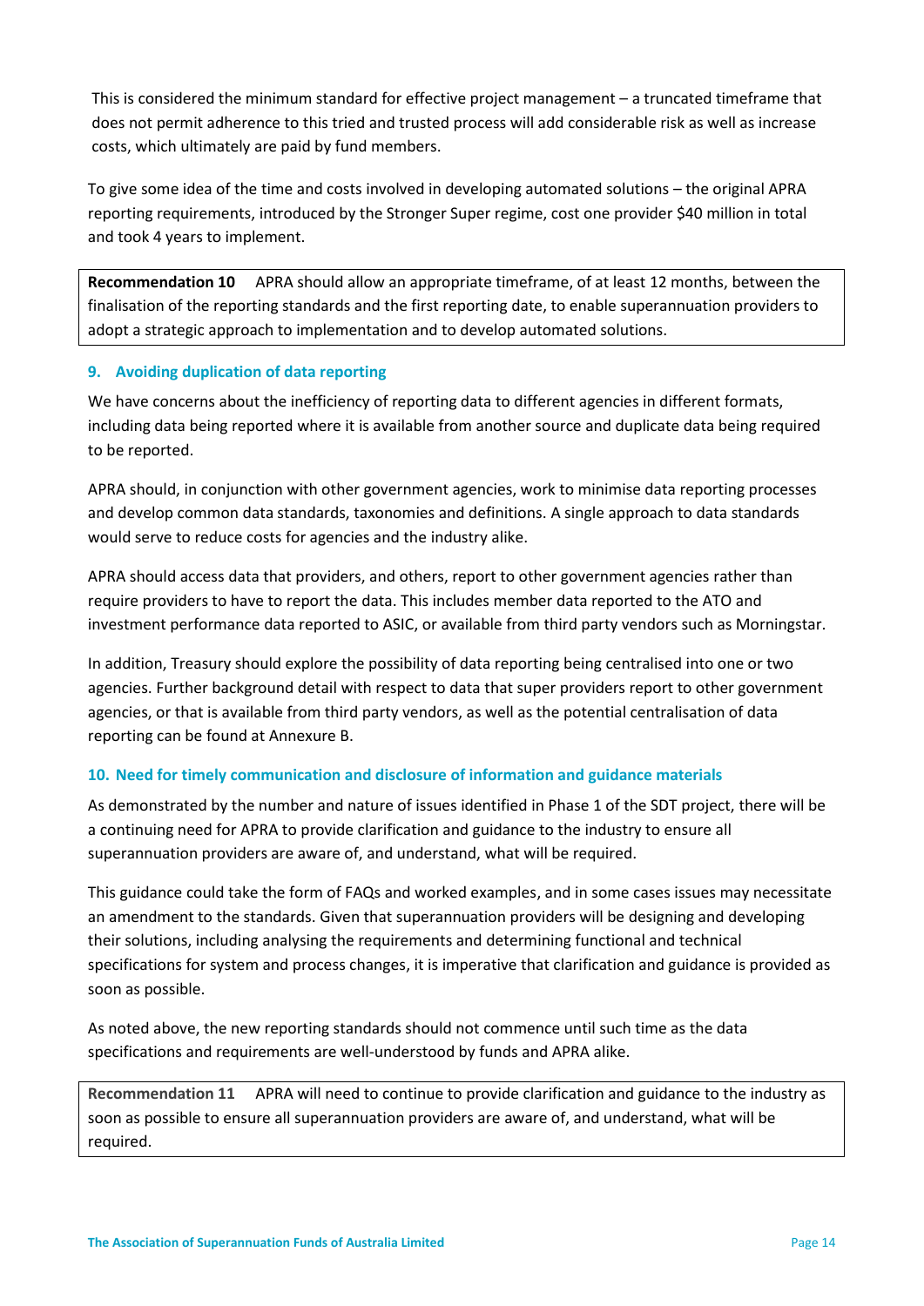This is considered the minimum standard for effective project management – a truncated timeframe that does not permit adherence to this tried and trusted process will add considerable risk as well as increase costs, which ultimately are paid by fund members.

To give some idea of the time and costs involved in developing automated solutions – the original APRA reporting requirements, introduced by the Stronger Super regime, cost one provider $40 million in total and took 4 years to implement.

> **Recommendation 10** APRA should allow an appropriate timeframe, of at least 12 months, between the finalisation of the reporting standards and the first reporting date, to enable superannuation providers to adopt a strategic approach to implementation and to develop automated solutions.

### 9. Avoiding duplication of data reporting

We have concerns about the inefficiency of reporting data to different agencies in different formats, including data being reported where it is available from another source and duplicate data being required to be reported.

APRA should, in conjunction with other government agencies, work to minimise data reporting processes and develop common data standards, taxonomies and definitions. A single approach to data standards would serve to reduce costs for agencies and the industry alike.

APRA should access data that providers, and others, report to other government agencies rather than require providers to have to report the data. This includes member data reported to the ATO and investment performance data reported to ASIC, or available from third party vendors such as Morningstar.

In addition, Treasury should explore the possibility of data reporting being centralised into one or two agencies. Further background detail with respect to data that super providers report to other government agencies, or that is available from third party vendors, as well as the potential centralisation of data reporting can be found at Annexure B.

### 10. Need for timely communication and disclosure of information and guidance materials

As demonstrated by the number and nature of issues identified in Phase 1 of the SDT project, there will be a continuing need for APRA to provide clarification and guidance to the industry to ensure all superannuation providers are aware of, and understand, what will be required.

This guidance could take the form of FAQs and worked examples, and in some cases issues may necessitate an amendment to the standards. Given that superannuation providers will be designing and developing their solutions, including analysing the requirements and determining functional and technical specifications for system and process changes, it is imperative that clarification and guidance is provided as soon as possible.

As noted above, the new reporting standards should not commence until such time as the data specifications and requirements are well-understood by funds and APRA alike.

> **Recommendation 11** APRA will need to continue to provide clarification and guidance to the industry as soon as possible to ensure all superannuation providers are aware of, and understand, what will be required.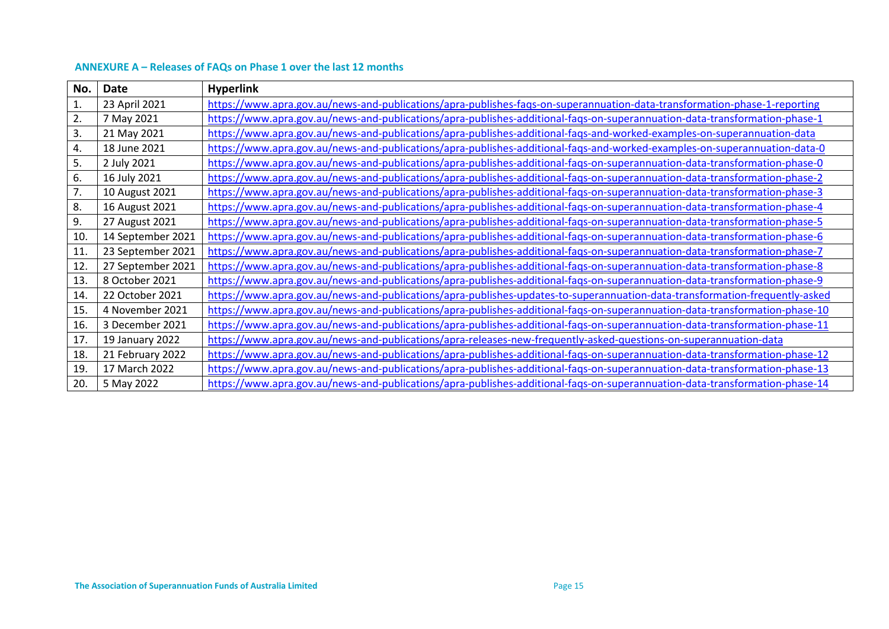### ANNEXURE A – Releases of FAQs on Phase 1 over the last 12 months

| No. | Date | Hyperlink |
|---|---|---|
| 1. | 23 April 2021 | https://www.apra.gov.au/news-and-publications/apra-publishes-faqs-on-superannuation-data-transformation-phase-1-reporting |
| 2. | 7 May 2021 | https://www.apra.gov.au/news-and-publications/apra-publishes-additional-faqs-on-superannuation-data-transformation-phase-1 |
| 3. | 21 May 2021 | https://www.apra.gov.au/news-and-publications/apra-publishes-additional-faqs-and-worked-examples-on-superannuation-data |
| 4. | 18 June 2021 | https://www.apra.gov.au/news-and-publications/apra-publishes-additional-faqs-and-worked-examples-on-superannuation-data-0 |
| 5. | 2 July 2021 | https://www.apra.gov.au/news-and-publications/apra-publishes-additional-faqs-on-superannuation-data-transformation-phase-0 |
| 6. | 16 July 2021 | https://www.apra.gov.au/news-and-publications/apra-publishes-additional-faqs-on-superannuation-data-transformation-phase-2 |
| 7. | 10 August 2021 | https://www.apra.gov.au/news-and-publications/apra-publishes-additional-faqs-on-superannuation-data-transformation-phase-3 |
| 8. | 16 August 2021 | https://www.apra.gov.au/news-and-publications/apra-publishes-additional-faqs-on-superannuation-data-transformation-phase-4 |
| 9. | 27 August 2021 | https://www.apra.gov.au/news-and-publications/apra-publishes-additional-faqs-on-superannuation-data-transformation-phase-5 |
| 10. | 14 September 2021 | https://www.apra.gov.au/news-and-publications/apra-publishes-additional-faqs-on-superannuation-data-transformation-phase-6 |
| 11. | 23 September 2021 | https://www.apra.gov.au/news-and-publications/apra-publishes-additional-faqs-on-superannuation-data-transformation-phase-7 |
| 12. | 27 September 2021 | https://www.apra.gov.au/news-and-publications/apra-publishes-additional-faqs-on-superannuation-data-transformation-phase-8 |
| 13. | 8 October 2021 | https://www.apra.gov.au/news-and-publications/apra-publishes-additional-faqs-on-superannuation-data-transformation-phase-9 |
| 14. | 22 October 2021 | https://www.apra.gov.au/news-and-publications/apra-publishes-updates-to-superannuation-data-transformation-frequently-asked |
| 15. | 4 November 2021 | https://www.apra.gov.au/news-and-publications/apra-publishes-additional-faqs-on-superannuation-data-transformation-phase-10 |
| 16. | 3 December 2021 | https://www.apra.gov.au/news-and-publications/apra-publishes-additional-faqs-on-superannuation-data-transformation-phase-11 |
| 17. | 19 January 2022 | https://www.apra.gov.au/news-and-publications/apra-releases-new-frequently-asked-questions-on-superannuation-data |
| 18. | 21 February 2022 | https://www.apra.gov.au/news-and-publications/apra-publishes-additional-faqs-on-superannuation-data-transformation-phase-12 |
| 19. | 17 March 2022 | https://www.apra.gov.au/news-and-publications/apra-publishes-additional-faqs-on-superannuation-data-transformation-phase-13 |
| 20. | 5 May 2022 | https://www.apra.gov.au/news-and-publications/apra-publishes-additional-faqs-on-superannuation-data-transformation-phase-14 |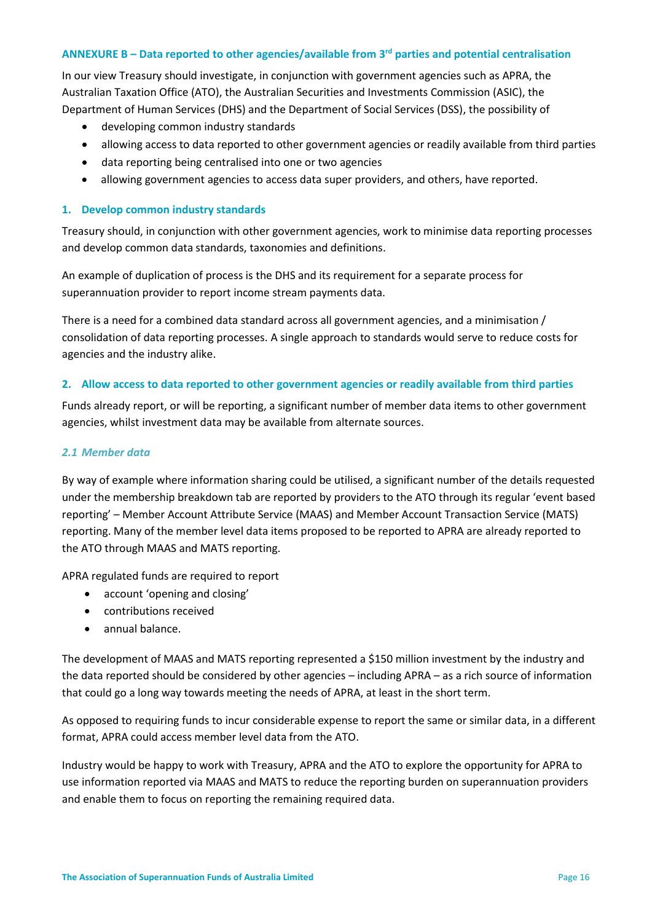## ANNEXURE B – Data reported to other agencies/available from 3rd parties and potential centralisation

In our view Treasury should investigate, in conjunction with government agencies such as APRA, the Australian Taxation Office (ATO), the Australian Securities and Investments Commission (ASIC), the Department of Human Services (DHS) and the Department of Social Services (DSS), the possibility of

- developing common industry standards
- allowing access to data reported to other government agencies or readily available from third parties
- data reporting being centralised into one or two agencies
- allowing government agencies to access data super providers, and others, have reported.

### 1. Develop common industry standards

Treasury should, in conjunction with other government agencies, work to minimise data reporting processes and develop common data standards, taxonomies and definitions.

An example of duplication of process is the DHS and its requirement for a separate process for superannuation provider to report income stream payments data.

There is a need for a combined data standard across all government agencies, and a minimisation / consolidation of data reporting processes. A single approach to standards would serve to reduce costs for agencies and the industry alike.

### 2. Allow access to data reported to other government agencies or readily available from third parties

Funds already report, or will be reporting, a significant number of member data items to other government agencies, whilst investment data may be available from alternate sources.

#### *2.1 Member data*

By way of example where information sharing could be utilised, a significant number of the details requested under the membership breakdown tab are reported by providers to the ATO through its regular 'event based reporting' – Member Account Attribute Service (MAAS) and Member Account Transaction Service (MATS) reporting. Many of the member level data items proposed to be reported to APRA are already reported to the ATO through MAAS and MATS reporting.

APRA regulated funds are required to report

- account 'opening and closing'
- contributions received
- annual balance.

The development of MAAS and MATS reporting represented a $150 million investment by the industry and the data reported should be considered by other agencies – including APRA – as a rich source of information that could go a long way towards meeting the needs of APRA, at least in the short term.

As opposed to requiring funds to incur considerable expense to report the same or similar data, in a different format, APRA could access member level data from the ATO.

Industry would be happy to work with Treasury, APRA and the ATO to explore the opportunity for APRA to use information reported via MAAS and MATS to reduce the reporting burden on superannuation providers and enable them to focus on reporting the remaining required data.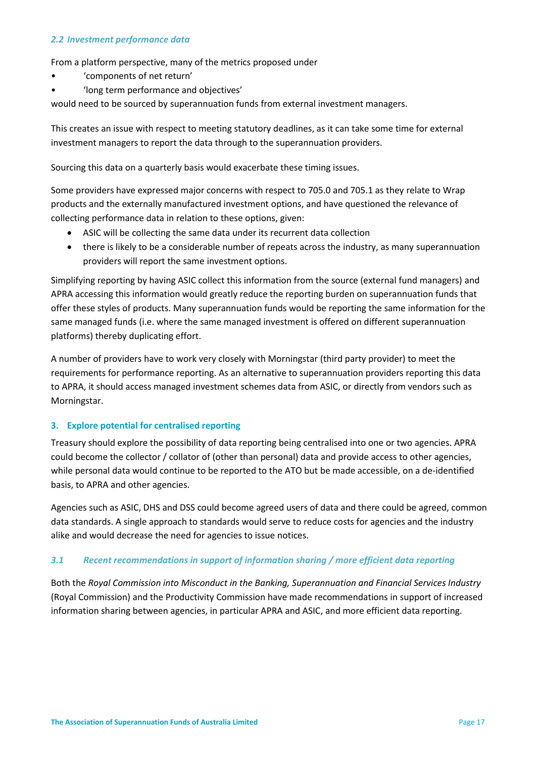### *2.2 Investment performance data*

From a platform perspective, many of the metrics proposed under

- 'components of net return'
- 'long term performance and objectives'

would need to be sourced by superannuation funds from external investment managers.

This creates an issue with respect to meeting statutory deadlines, as it can take some time for external investment managers to report the data through to the superannuation providers.

Sourcing this data on a quarterly basis would exacerbate these timing issues.

Some providers have expressed major concerns with respect to 705.0 and 705.1 as they relate to Wrap products and the externally manufactured investment options, and have questioned the relevance of collecting performance data in relation to these options, given:

- ASIC will be collecting the same data under its recurrent data collection
- there is likely to be a considerable number of repeats across the industry, as many superannuation providers will report the same investment options.

Simplifying reporting by having ASIC collect this information from the source (external fund managers) and APRA accessing this information would greatly reduce the reporting burden on superannuation funds that offer these styles of products. Many superannuation funds would be reporting the same information for the same managed funds (i.e. where the same managed investment is offered on different superannuation platforms) thereby duplicating effort.

A number of providers have to work very closely with Morningstar (third party provider) to meet the requirements for performance reporting. As an alternative to superannuation providers reporting this data to APRA, it should access managed investment schemes data from ASIC, or directly from vendors such as Morningstar.

## 3. Explore potential for centralised reporting

Treasury should explore the possibility of data reporting being centralised into one or two agencies. APRA could become the collector / collator of (other than personal) data and provide access to other agencies, while personal data would continue to be reported to the ATO but be made accessible, on a de-identified basis, to APRA and other agencies.

Agencies such as ASIC, DHS and DSS could become agreed users of data and there could be agreed, common data standards. A single approach to standards would serve to reduce costs for agencies and the industry alike and would decrease the need for agencies to issue notices.

### *3.1 Recent recommendations in support of information sharing / more efficient data reporting*

Both the *Royal Commission into Misconduct in the Banking, Superannuation and Financial Services Industry* (Royal Commission) and the Productivity Commission have made recommendations in support of increased information sharing between agencies, in particular APRA and ASIC, and more efficient data reporting.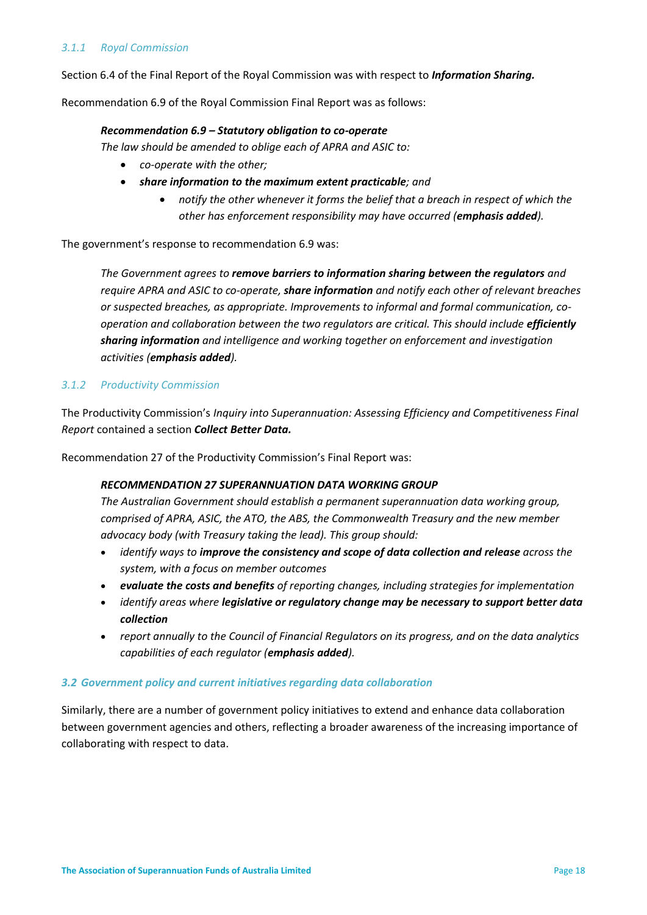#### *3.1.1 Royal Commission*

Section 6.4 of the Final Report of the Royal Commission was with respect to ***Information Sharing.***

Recommendation 6.9 of the Royal Commission Final Report was as follows:

> ***Recommendation 6.9 – Statutory obligation to co-operate***
>
> *The law should be amended to oblige each of APRA and ASIC to:*
>
> - *co-operate with the other;*
> - ***share information to the maximum extent practicable****; and*
>     - *notify the other whenever it forms the belief that a breach in respect of which the other has enforcement responsibility may have occurred (**emphasis added**).*

The government's response to recommendation 6.9 was:

> *The Government agrees to **remove barriers to information sharing between the regulators** and require APRA and ASIC to co-operate, **share information** and notify each other of relevant breaches or suspected breaches, as appropriate. Improvements to informal and formal communication, co-operation and collaboration between the two regulators are critical. This should include **efficiently sharing information** and intelligence and working together on enforcement and investigation activities (**emphasis added**).*

#### *3.1.2 Productivity Commission*

The Productivity Commission's *Inquiry into Superannuation: Assessing Efficiency and Competitiveness Final Report* contained a section ***Collect Better Data.***

Recommendation 27 of the Productivity Commission's Final Report was:

> ***RECOMMENDATION 27 SUPERANNUATION DATA WORKING GROUP***
>
> *The Australian Government should establish a permanent superannuation data working group, comprised of APRA, ASIC, the ATO, the ABS, the Commonwealth Treasury and the new member advocacy body (with Treasury taking the lead). This group should:*
>
> - *identify ways to **improve the consistency and scope of data collection and release** across the system, with a focus on member outcomes*
> - ***evaluate the costs and benefits** of reporting changes, including strategies for implementation*
> - *identify areas where **legislative or regulatory change may be necessary to support better data collection***
> - *report annually to the Council of Financial Regulators on its progress, and on the data analytics capabilities of each regulator (**emphasis added**).*

### *3.2 Government policy and current initiatives regarding data collaboration*

Similarly, there are a number of government policy initiatives to extend and enhance data collaboration between government agencies and others, reflecting a broader awareness of the increasing importance of collaborating with respect to data.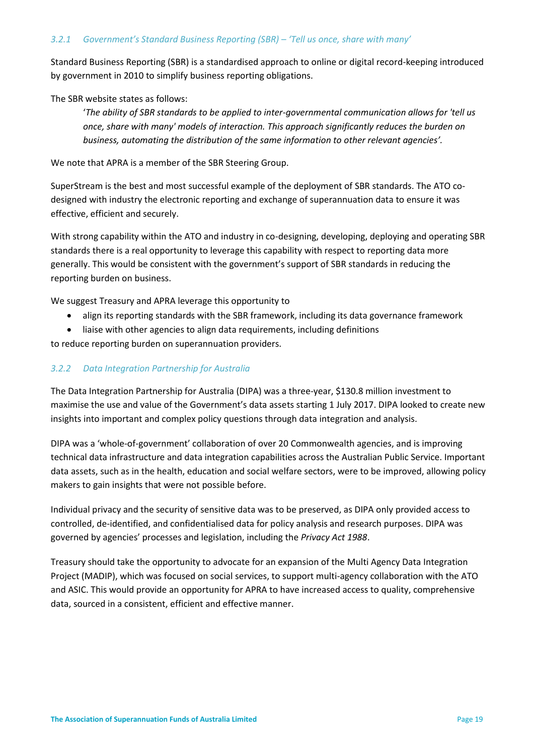### *3.2.1 Government's Standard Business Reporting (SBR) – 'Tell us once, share with many'*

Standard Business Reporting (SBR) is a standardised approach to online or digital record-keeping introduced by government in 2010 to simplify business reporting obligations.

The SBR website states as follows:

> '*The ability of SBR standards to be applied to inter-governmental communication allows for 'tell us once, share with many' models of interaction. This approach significantly reduces the burden on business, automating the distribution of the same information to other relevant agencies'*.

We note that APRA is a member of the SBR Steering Group.

SuperStream is the best and most successful example of the deployment of SBR standards. The ATO co-designed with industry the electronic reporting and exchange of superannuation data to ensure it was effective, efficient and securely.

With strong capability within the ATO and industry in co-designing, developing, deploying and operating SBR standards there is a real opportunity to leverage this capability with respect to reporting data more generally. This would be consistent with the government's support of SBR standards in reducing the reporting burden on business.

We suggest Treasury and APRA leverage this opportunity to

- align its reporting standards with the SBR framework, including its data governance framework
- liaise with other agencies to align data requirements, including definitions

to reduce reporting burden on superannuation providers.

### *3.2.2 Data Integration Partnership for Australia*

The Data Integration Partnership for Australia (DIPA) was a three-year, $130.8 million investment to maximise the use and value of the Government's data assets starting 1 July 2017. DIPA looked to create new insights into important and complex policy questions through data integration and analysis.

DIPA was a 'whole-of-government' collaboration of over 20 Commonwealth agencies, and is improving technical data infrastructure and data integration capabilities across the Australian Public Service. Important data assets, such as in the health, education and social welfare sectors, were to be improved, allowing policy makers to gain insights that were not possible before.

Individual privacy and the security of sensitive data was to be preserved, as DIPA only provided access to controlled, de-identified, and confidentialised data for policy analysis and research purposes. DIPA was governed by agencies' processes and legislation, including the *Privacy Act 1988*.

Treasury should take the opportunity to advocate for an expansion of the Multi Agency Data Integration Project (MADIP), which was focused on social services, to support multi-agency collaboration with the ATO and ASIC. This would provide an opportunity for APRA to have increased access to quality, comprehensive data, sourced in a consistent, efficient and effective manner.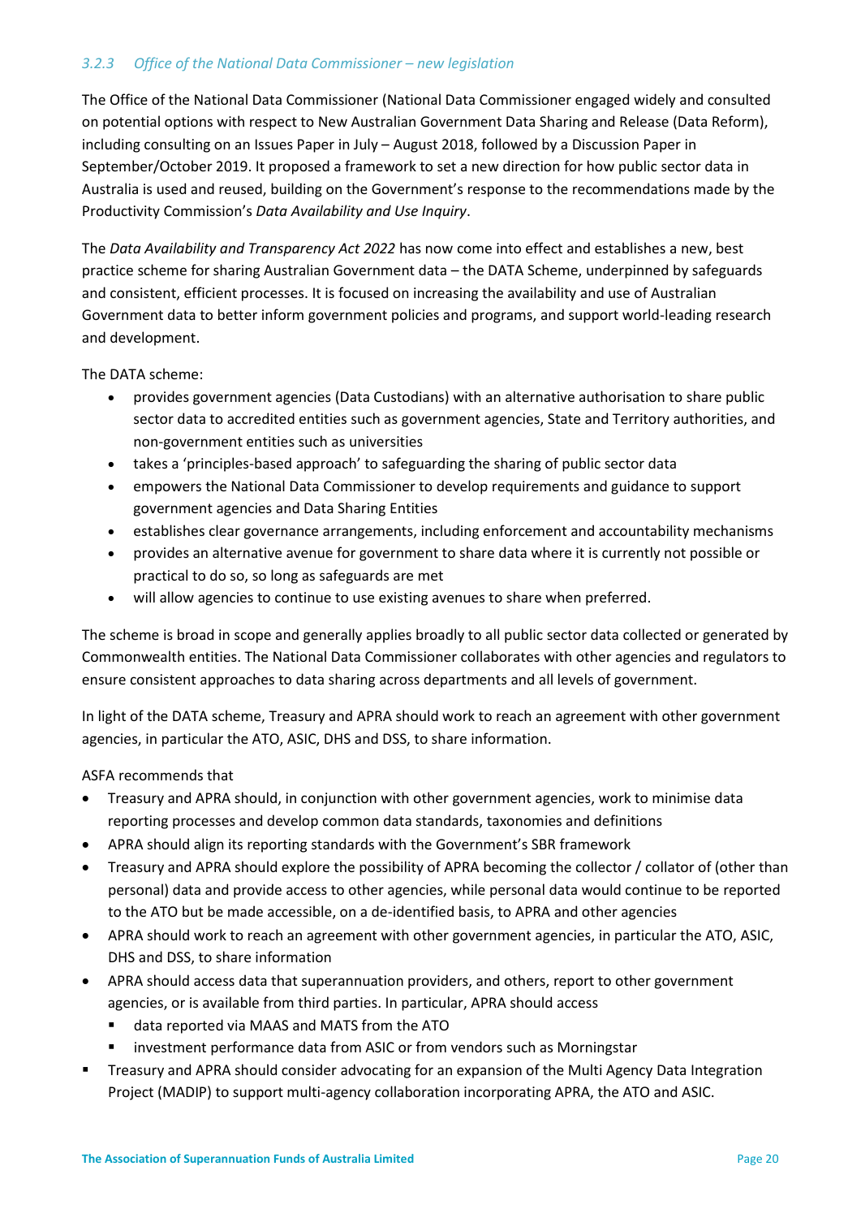### *3.2.3 Office of the National Data Commissioner – new legislation*

The Office of the National Data Commissioner (National Data Commissioner engaged widely and consulted on potential options with respect to New Australian Government Data Sharing and Release (Data Reform), including consulting on an Issues Paper in July – August 2018, followed by a Discussion Paper in September/October 2019. It proposed a framework to set a new direction for how public sector data in Australia is used and reused, building on the Government's response to the recommendations made by the Productivity Commission's *Data Availability and Use Inquiry*.

The *Data Availability and Transparency Act 2022* has now come into effect and establishes a new, best practice scheme for sharing Australian Government data – the DATA Scheme, underpinned by safeguards and consistent, efficient processes. It is focused on increasing the availability and use of Australian Government data to better inform government policies and programs, and support world-leading research and development.

The DATA scheme:

- provides government agencies (Data Custodians) with an alternative authorisation to share public sector data to accredited entities such as government agencies, State and Territory authorities, and non-government entities such as universities
- takes a 'principles-based approach' to safeguarding the sharing of public sector data
- empowers the National Data Commissioner to develop requirements and guidance to support government agencies and Data Sharing Entities
- establishes clear governance arrangements, including enforcement and accountability mechanisms
- provides an alternative avenue for government to share data where it is currently not possible or practical to do so, so long as safeguards are met
- will allow agencies to continue to use existing avenues to share when preferred.

The scheme is broad in scope and generally applies broadly to all public sector data collected or generated by Commonwealth entities. The National Data Commissioner collaborates with other agencies and regulators to ensure consistent approaches to data sharing across departments and all levels of government.

In light of the DATA scheme, Treasury and APRA should work to reach an agreement with other government agencies, in particular the ATO, ASIC, DHS and DSS, to share information.

ASFA recommends that

- Treasury and APRA should, in conjunction with other government agencies, work to minimise data reporting processes and develop common data standards, taxonomies and definitions
- APRA should align its reporting standards with the Government's SBR framework
- Treasury and APRA should explore the possibility of APRA becoming the collector / collator of (other than personal) data and provide access to other agencies, while personal data would continue to be reported to the ATO but be made accessible, on a de-identified basis, to APRA and other agencies
- APRA should work to reach an agreement with other government agencies, in particular the ATO, ASIC, DHS and DSS, to share information
- APRA should access data that superannuation providers, and others, report to other government agencies, or is available from third parties. In particular, APRA should access
  - data reported via MAAS and MATS from the ATO
  - investment performance data from ASIC or from vendors such as Morningstar
- Treasury and APRA should consider advocating for an expansion of the Multi Agency Data Integration Project (MADIP) to support multi-agency collaboration incorporating APRA, the ATO and ASIC.